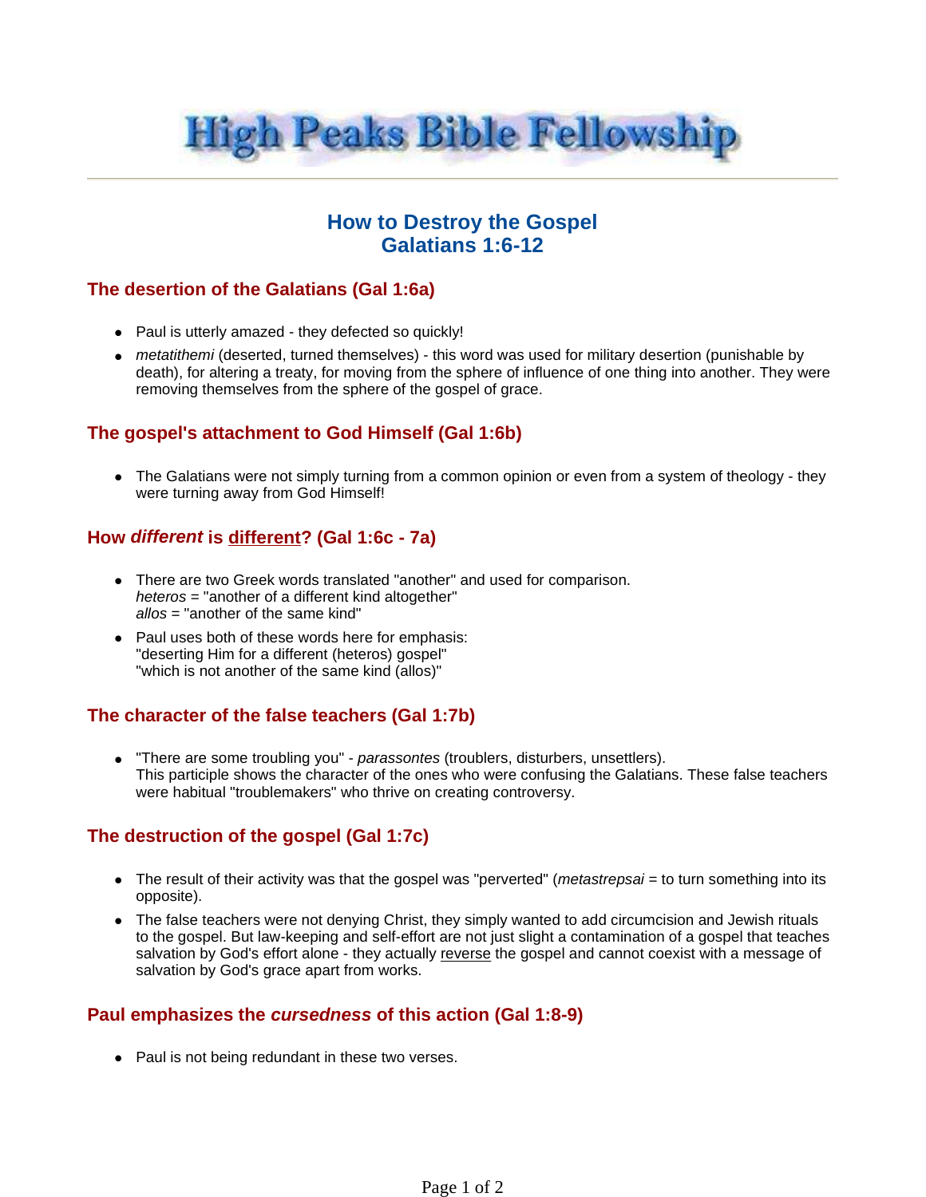# High Peaks Bible Fellowship

## How to Destroy the Gospel
## Galatians 1:6-12

### The desertion of the Galatians (Gal 1:6a)

- Paul is utterly amazed - they defected so quickly!
- *metatithemi* (deserted, turned themselves) - this word was used for military desertion (punishable by death), for altering a treaty, for moving from the sphere of influence of one thing into another. They were removing themselves from the sphere of the gospel of grace.

### The gospel's attachment to God Himself (Gal 1:6b)

- The Galatians were not simply turning from a common opinion or even from a system of theology - they were turning away from God Himself!

### How ***different*** is <u>different</u>? (Gal 1:6c - 7a)

- There are two Greek words translated "another" and used for comparison.
  *heteros* = "another of a different kind altogether"
  *allos* = "another of the same kind"
- Paul uses both of these words here for emphasis:
  "deserting Him for a different (heteros) gospel"
  "which is not another of the same kind (allos)"

### The character of the false teachers (Gal 1:7b)

- "There are some troubling you" - *parassontes* (troublers, disturbers, unsettlers).
  This participle shows the character of the ones who were confusing the Galatians. These false teachers were habitual "troublemakers" who thrive on creating controversy.

### The destruction of the gospel (Gal 1:7c)

- The result of their activity was that the gospel was "perverted" (*metastrepsai* = to turn something into its opposite).
- The false teachers were not denying Christ, they simply wanted to add circumcision and Jewish rituals to the gospel. But law-keeping and self-effort are not just slight a contamination of a gospel that teaches salvation by God's effort alone - they actually <u>reverse</u> the gospel and cannot coexist with a message of salvation by God's grace apart from works.

### Paul emphasizes the ***cursedness*** of this action (Gal 1:8-9)

- Paul is not being redundant in these two verses.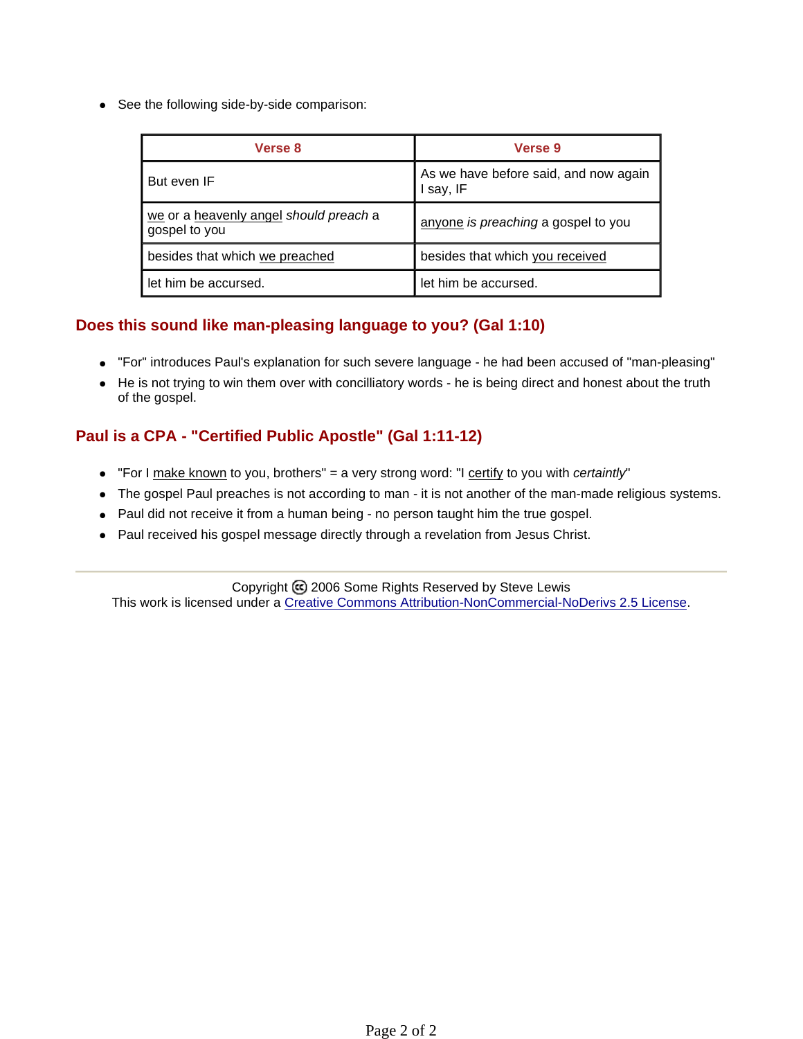- See the following side-by-side comparison:

| Verse 8 | Verse 9 |
|---|---|
| But even IF | As we have before said, and now again I say, IF |
| we or a heavenly angel *should preach* a gospel to you | anyone *is preaching* a gospel to you |
| besides that which we preached | besides that which you received |
| let him be accursed. | let him be accursed. |

## Does this sound like man-pleasing language to you? (Gal 1:10)

- "For" introduces Paul's explanation for such severe language - he had been accused of "man-pleasing"
- He is not trying to win them over with concilliatory words - he is being direct and honest about the truth of the gospel.

## Paul is a CPA - "Certified Public Apostle" (Gal 1:11-12)

- "For I make known to you, brothers" = a very strong word: "I certify to you with *certaintly*"
- The gospel Paul preaches is not according to man - it is not another of the man-made religious systems.
- Paul did not receive it from a human being - no person taught him the true gospel.
- Paul received his gospel message directly through a revelation from Jesus Christ.

---

Copyright 🅭 2006 Some Rights Reserved by Steve Lewis
This work is licensed under a Creative Commons Attribution-NonCommercial-NoDerivs 2.5 License.